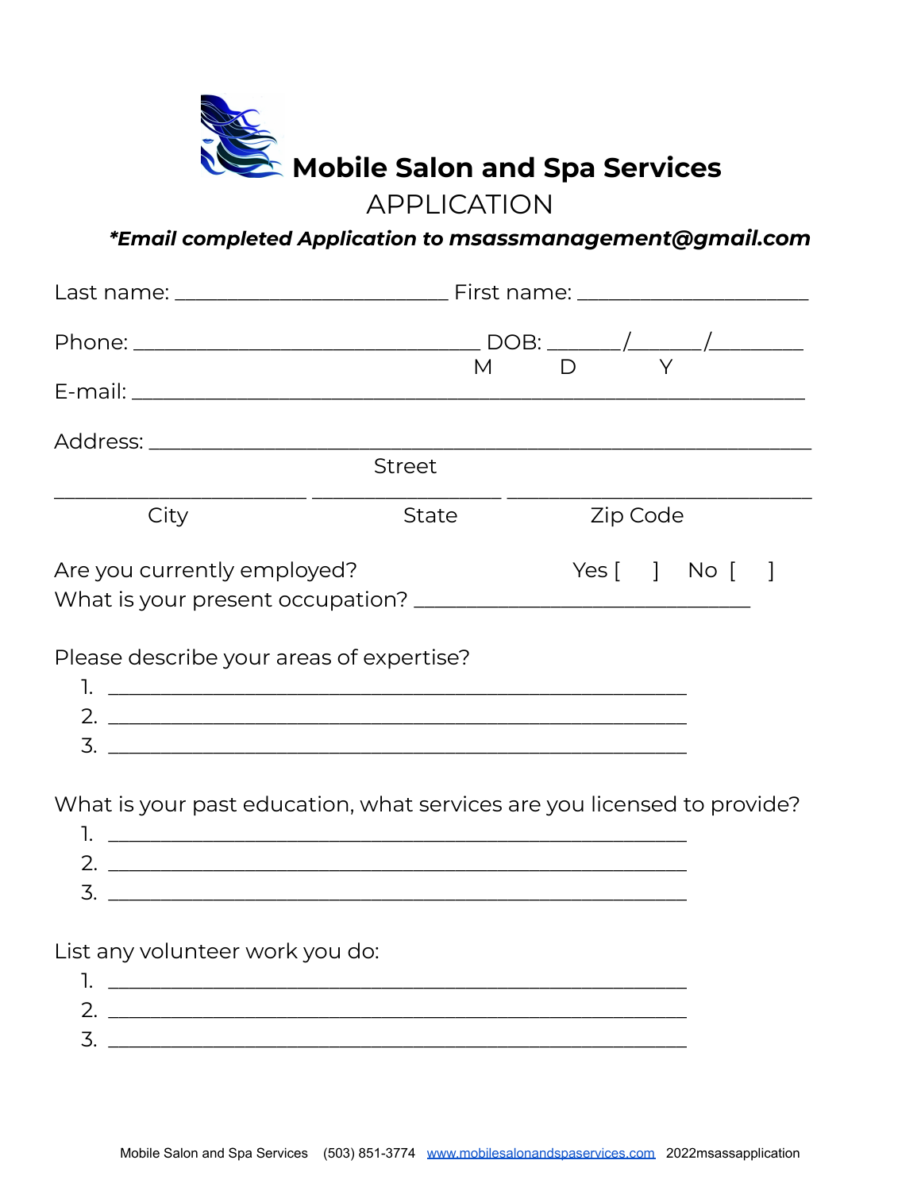# Mobile Salon and Spa Services

## APPLICATION

***Email completed Application to msassmanagement@gmail.com**

Last name: __________________________ First name: ______________________

Phone: _________________________________ DOB: _______/_______/_________
M D Y

E-mail: ________________________________________________________________

Address: _______________________________________________________________
Street

________________________ __________________ _____________________________
City State Zip Code

Are you currently employed? Yes [ ] No [ ]

What is your present occupation? ________________________________

Please describe your areas of expertise?

1. _______________________________________________________
2. _______________________________________________________
3. _______________________________________________________

What is your past education, what services are you licensed to provide?

1. _______________________________________________________
2. _______________________________________________________
3. _______________________________________________________

List any volunteer work you do:

1. _______________________________________________________
2. _______________________________________________________
3. _______________________________________________________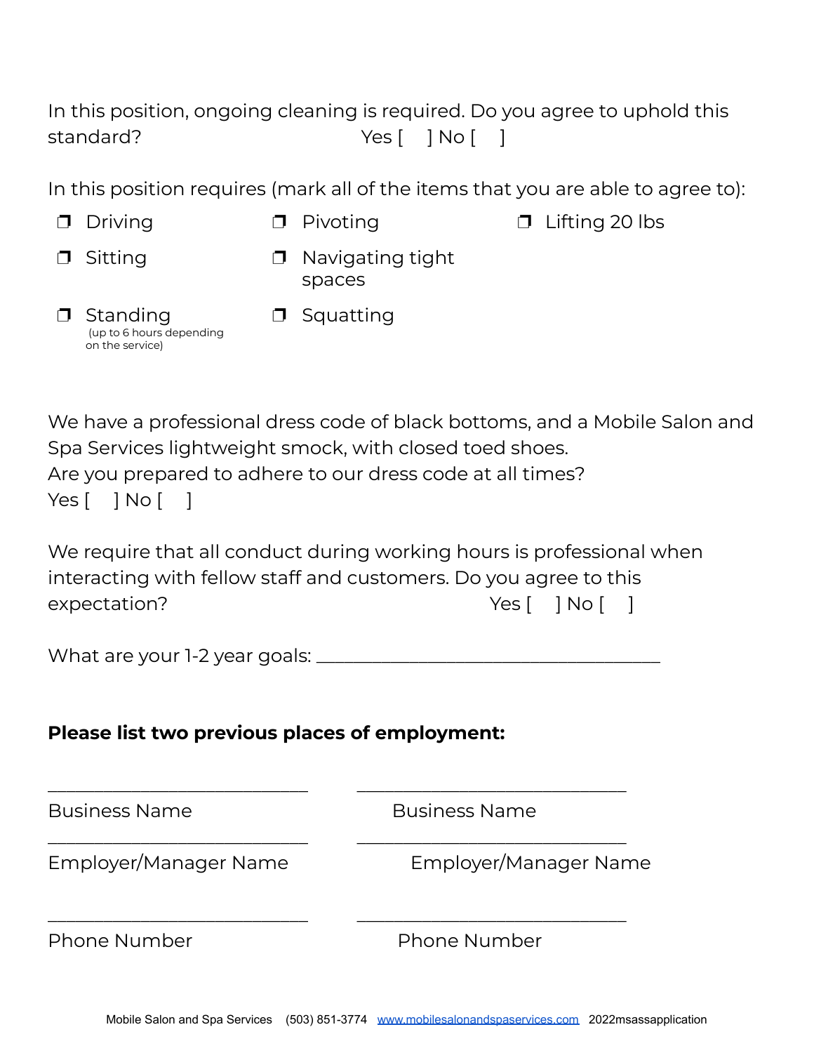In this position, ongoing cleaning is required. Do you agree to uphold this standard? Yes [ ] No [ ]

In this position requires (mark all of the items that you are able to agree to):

- ❐ Driving
- ❐ Sitting
- ❐ Standing (up to 6 hours depending on the service)
- ❐ Pivoting
- ❐ Navigating tight spaces
- ❐ Squatting
- ❐ Lifting 20 lbs

We have a professional dress code of black bottoms, and a Mobile Salon and Spa Services lightweight smock, with closed toed shoes.
Are you prepared to adhere to our dress code at all times?
Yes [ ] No [ ]

We require that all conduct during working hours is professional when interacting with fellow staff and customers. Do you agree to this expectation? Yes [ ] No [ ]

What are your 1-2 year goals: ___________________________________

**Please list two previous places of employment:**

| | |
|---|---|
| ___________________________ | ___________________________ |
| Business Name | Business Name |
| ___________________________ | ___________________________ |
| Employer/Manager Name | Employer/Manager Name |
| ___________________________ | ___________________________ |
| Phone Number | Phone Number |

Mobile Salon and Spa Services (503) 851-3774 www.mobilesalonandspaservices.com 2022msassapplication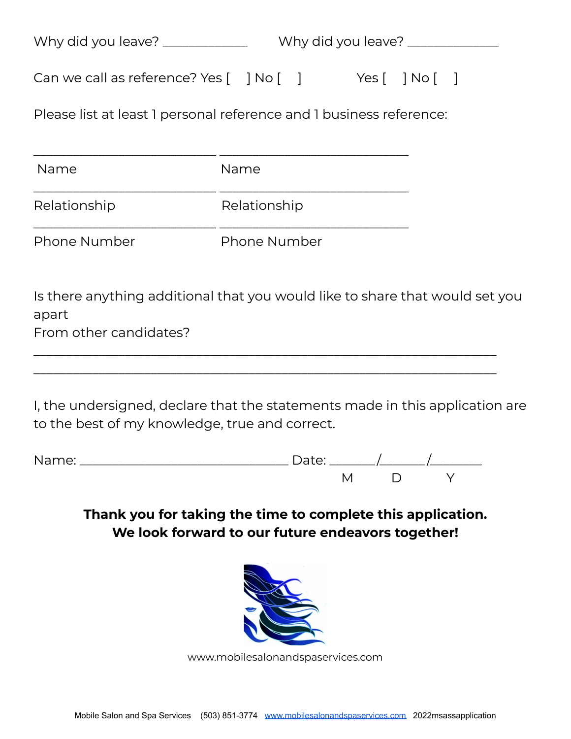Why did you leave? _____________ Why did you leave? ______________

Can we call as reference? Yes [ ] No [ ] Yes [ ] No [ ]

Please list at least 1 personal reference and 1 business reference:

| | |
|---|---|
| ____________________________ | ____________________________ |
| Name | Name |
| ____________________________ | ____________________________ |
| Relationship | Relationship |
| ____________________________ | ____________________________ |
| Phone Number | Phone Number |

Is there anything additional that you would like to share that would set you apart
From other candidates?

_______________________________________________________________________

_______________________________________________________________________

I, the undersigned, declare that the statements made in this application are to the best of my knowledge, true and correct.

Name: ________________________________ Date: _______/_______/________
M D Y

**Thank you for taking the time to complete this application.**
**We look forward to our future endeavors together!**

www.mobilesalonandspaservices.com

Mobile Salon and Spa Services (503) 851-3774 www.mobilesalonandspaservices.com 2022msassapplication